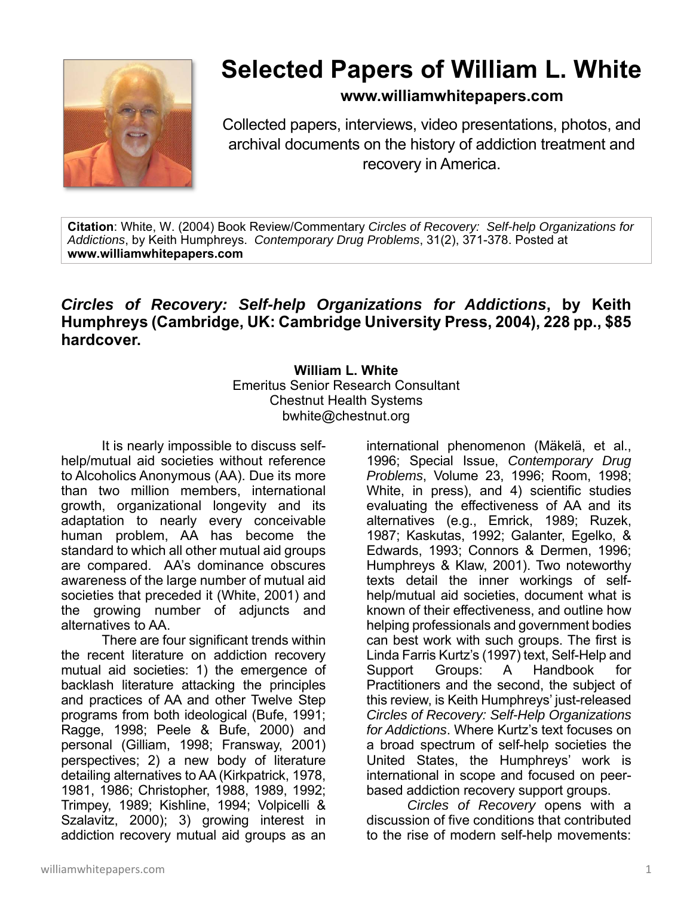# Selected Papers of William L. White

**www.williamwhitepapers.com**

Collected papers, interviews, video presentations, photos, and archival documents on the history of addiction treatment and recovery in America.

**Citation**: White, W. (2004) Book Review/Commentary *Circles of Recovery: Self-help Organizations for Addictions*, by Keith Humphreys. *Contemporary Drug Problems*, 31(2), 371-378. Posted at **www.williamwhitepapers.com**

## *Circles of Recovery: Self-help Organizations for Addictions*, by Keith Humphreys (Cambridge, UK: Cambridge University Press, 2004), 228 pp., $85 hardcover.

**William L. White**
Emeritus Senior Research Consultant
Chestnut Health Systems
bwhite@chestnut.org

It is nearly impossible to discuss self-help/mutual aid societies without reference to Alcoholics Anonymous (AA). Due its more than two million members, international growth, organizational longevity and its adaptation to nearly every conceivable human problem, AA has become the standard to which all other mutual aid groups are compared. AA's dominance obscures awareness of the large number of mutual aid societies that preceded it (White, 2001) and the growing number of adjuncts and alternatives to AA.

There are four significant trends within the recent literature on addiction recovery mutual aid societies: 1) the emergence of backlash literature attacking the principles and practices of AA and other Twelve Step programs from both ideological (Bufe, 1991; Ragge, 1998; Peele & Bufe, 2000) and personal (Gilliam, 1998; Fransway, 2001) perspectives; 2) a new body of literature detailing alternatives to AA (Kirkpatrick, 1978, 1981, 1986; Christopher, 1988, 1989, 1992; Trimpey, 1989; Kishline, 1994; Volpicelli & Szalavitz, 2000); 3) growing interest in addiction recovery mutual aid groups as an international phenomenon (Mäkelä, et al., 1996; Special Issue, *Contemporary Drug Problems*, Volume 23, 1996; Room, 1998; White, in press), and 4) scientific studies evaluating the effectiveness of AA and its alternatives (e.g., Emrick, 1989; Ruzek, 1987; Kaskutas, 1992; Galanter, Egelko, & Edwards, 1993; Connors & Dermen, 1996; Humphreys & Klaw, 2001). Two noteworthy texts detail the inner workings of self-help/mutual aid societies, document what is known of their effectiveness, and outline how helping professionals and government bodies can best work with such groups. The first is Linda Farris Kurtz's (1997) text, Self-Help and Support Groups: A Handbook for Practitioners and the second, the subject of this review, is Keith Humphreys' just-released *Circles of Recovery: Self-Help Organizations for Addictions*. Where Kurtz's text focuses on a broad spectrum of self-help societies the United States, the Humphreys' work is international in scope and focused on peer-based addiction recovery support groups.

*Circles of Recovery* opens with a discussion of five conditions that contributed to the rise of modern self-help movements: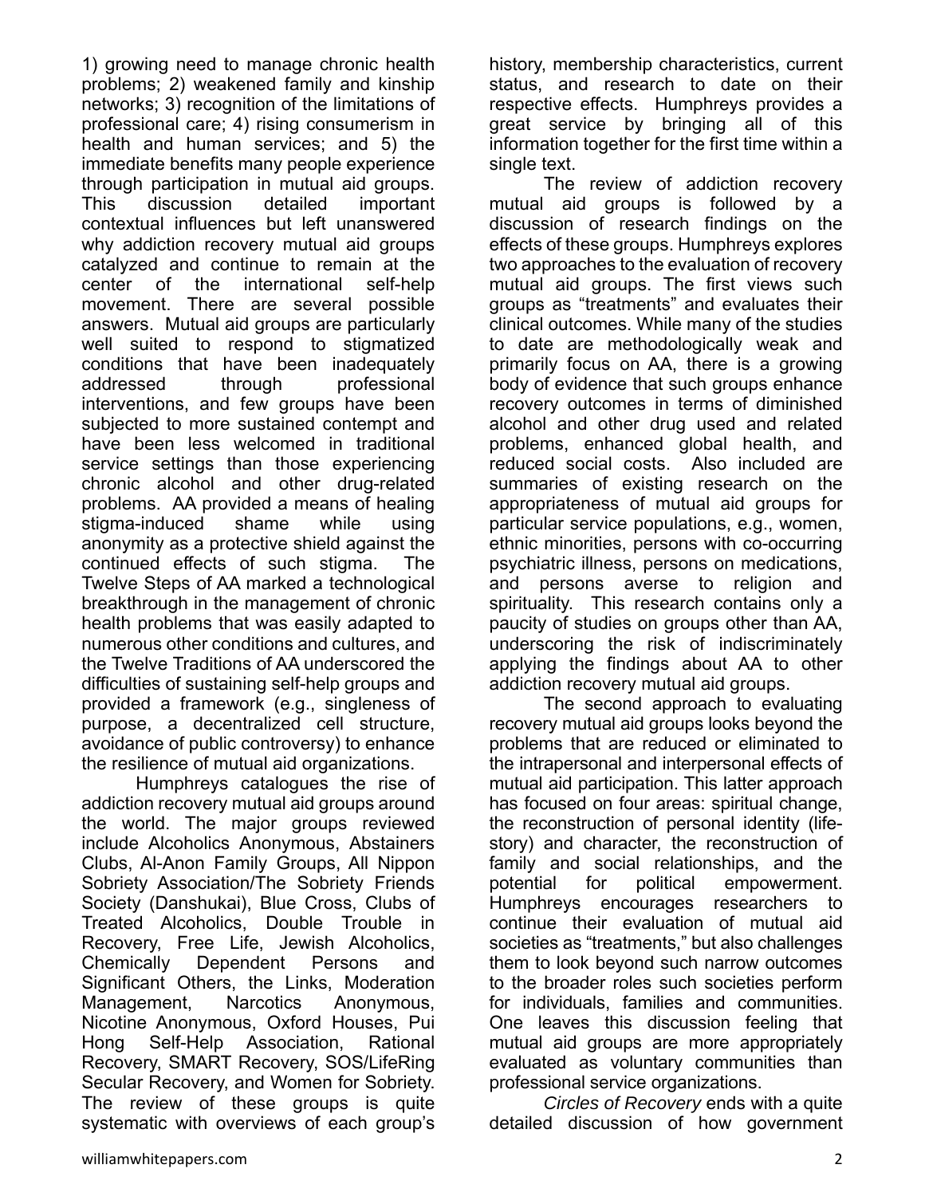1) growing need to manage chronic health problems; 2) weakened family and kinship networks; 3) recognition of the limitations of professional care; 4) rising consumerism in health and human services; and 5) the immediate benefits many people experience through participation in mutual aid groups. This discussion detailed important contextual influences but left unanswered why addiction recovery mutual aid groups catalyzed and continue to remain at the center of the international self-help movement. There are several possible answers. Mutual aid groups are particularly well suited to respond to stigmatized conditions that have been inadequately addressed through professional interventions, and few groups have been subjected to more sustained contempt and have been less welcomed in traditional service settings than those experiencing chronic alcohol and other drug-related problems. AA provided a means of healing stigma-induced shame while using anonymity as a protective shield against the continued effects of such stigma. The Twelve Steps of AA marked a technological breakthrough in the management of chronic health problems that was easily adapted to numerous other conditions and cultures, and the Twelve Traditions of AA underscored the difficulties of sustaining self-help groups and provided a framework (e.g., singleness of purpose, a decentralized cell structure, avoidance of public controversy) to enhance the resilience of mutual aid organizations.

Humphreys catalogues the rise of addiction recovery mutual aid groups around the world. The major groups reviewed include Alcoholics Anonymous, Abstainers Clubs, Al-Anon Family Groups, All Nippon Sobriety Association/The Sobriety Friends Society (Danshukai), Blue Cross, Clubs of Treated Alcoholics, Double Trouble in Recovery, Free Life, Jewish Alcoholics, Chemically Dependent Persons and Significant Others, the Links, Moderation Management, Narcotics Anonymous, Nicotine Anonymous, Oxford Houses, Pui Hong Self-Help Association, Rational Recovery, SMART Recovery, SOS/LifeRing Secular Recovery, and Women for Sobriety. The review of these groups is quite systematic with overviews of each group's history, membership characteristics, current status, and research to date on their respective effects. Humphreys provides a great service by bringing all of this information together for the first time within a single text.

The review of addiction recovery mutual aid groups is followed by a discussion of research findings on the effects of these groups. Humphreys explores two approaches to the evaluation of recovery mutual aid groups. The first views such groups as "treatments" and evaluates their clinical outcomes. While many of the studies to date are methodologically weak and primarily focus on AA, there is a growing body of evidence that such groups enhance recovery outcomes in terms of diminished alcohol and other drug used and related problems, enhanced global health, and reduced social costs. Also included are summaries of existing research on the appropriateness of mutual aid groups for particular service populations, e.g., women, ethnic minorities, persons with co-occurring psychiatric illness, persons on medications, and persons averse to religion and spirituality. This research contains only a paucity of studies on groups other than AA, underscoring the risk of indiscriminately applying the findings about AA to other addiction recovery mutual aid groups.

The second approach to evaluating recovery mutual aid groups looks beyond the problems that are reduced or eliminated to the intrapersonal and interpersonal effects of mutual aid participation. This latter approach has focused on four areas: spiritual change, the reconstruction of personal identity (life-story) and character, the reconstruction of family and social relationships, and the potential for political empowerment. Humphreys encourages researchers to continue their evaluation of mutual aid societies as "treatments," but also challenges them to look beyond such narrow outcomes to the broader roles such societies perform for individuals, families and communities. One leaves this discussion feeling that mutual aid groups are more appropriately evaluated as voluntary communities than professional service organizations.

*Circles of Recovery* ends with a quite detailed discussion of how government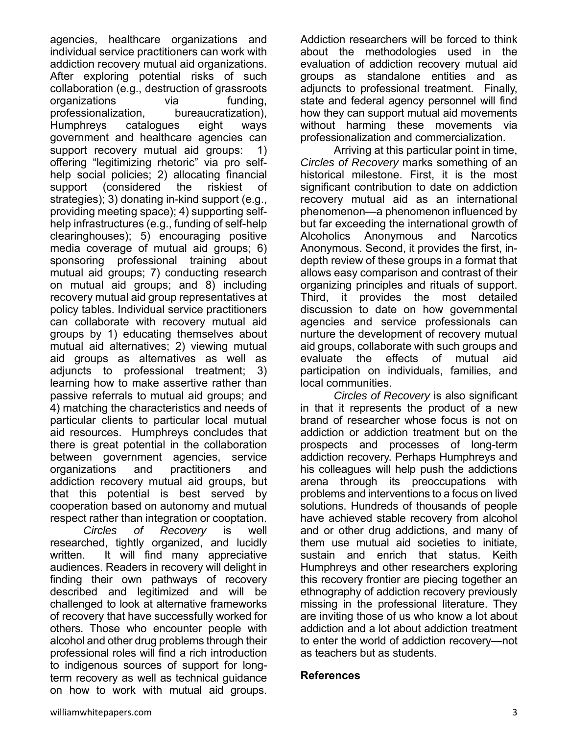agencies, healthcare organizations and individual service practitioners can work with addiction recovery mutual aid organizations. After exploring potential risks of such collaboration (e.g., destruction of grassroots organizations via funding, professionalization, bureaucratization), Humphreys catalogues eight ways government and healthcare agencies can support recovery mutual aid groups: 1) offering "legitimizing rhetoric" via pro self-help social policies; 2) allocating financial support (considered the riskiest of strategies); 3) donating in-kind support (e.g., providing meeting space); 4) supporting self-help infrastructures (e.g., funding of self-help clearinghouses); 5) encouraging positive media coverage of mutual aid groups; 6) sponsoring professional training about mutual aid groups; 7) conducting research on mutual aid groups; and 8) including recovery mutual aid group representatives at policy tables. Individual service practitioners can collaborate with recovery mutual aid groups by 1) educating themselves about mutual aid alternatives; 2) viewing mutual aid groups as alternatives as well as adjuncts to professional treatment; 3) learning how to make assertive rather than passive referrals to mutual aid groups; and 4) matching the characteristics and needs of particular clients to particular local mutual aid resources. Humphreys concludes that there is great potential in the collaboration between government agencies, service organizations and practitioners and addiction recovery mutual aid groups, but that this potential is best served by cooperation based on autonomy and mutual respect rather than integration or cooptation.

*Circles of Recovery* is well researched, tightly organized, and lucidly written. It will find many appreciative audiences. Readers in recovery will delight in finding their own pathways of recovery described and legitimized and will be challenged to look at alternative frameworks of recovery that have successfully worked for others. Those who encounter people with alcohol and other drug problems through their professional roles will find a rich introduction to indigenous sources of support for long-term recovery as well as technical guidance on how to work with mutual aid groups. Addiction researchers will be forced to think about the methodologies used in the evaluation of addiction recovery mutual aid groups as standalone entities and as adjuncts to professional treatment. Finally, state and federal agency personnel will find how they can support mutual aid movements without harming these movements via professionalization and commercialization.

Arriving at this particular point in time, *Circles of Recovery* marks something of an historical milestone. First, it is the most significant contribution to date on addiction recovery mutual aid as an international phenomenon—a phenomenon influenced by but far exceeding the international growth of Alcoholics Anonymous and Narcotics Anonymous. Second, it provides the first, in-depth review of these groups in a format that allows easy comparison and contrast of their organizing principles and rituals of support. Third, it provides the most detailed discussion to date on how governmental agencies and service professionals can nurture the development of recovery mutual aid groups, collaborate with such groups and evaluate the effects of mutual aid participation on individuals, families, and local communities.

*Circles of Recovery* is also significant in that it represents the product of a new brand of researcher whose focus is not on addiction or addiction treatment but on the prospects and processes of long-term addiction recovery. Perhaps Humphreys and his colleagues will help push the addictions arena through its preoccupations with problems and interventions to a focus on lived solutions. Hundreds of thousands of people have achieved stable recovery from alcohol and or other drug addictions, and many of them use mutual aid societies to initiate, sustain and enrich that status. Keith Humphreys and other researchers exploring this recovery frontier are piecing together an ethnography of addiction recovery previously missing in the professional literature. They are inviting those of us who know a lot about addiction and a lot about addiction treatment to enter the world of addiction recovery—not as teachers but as students.

**References**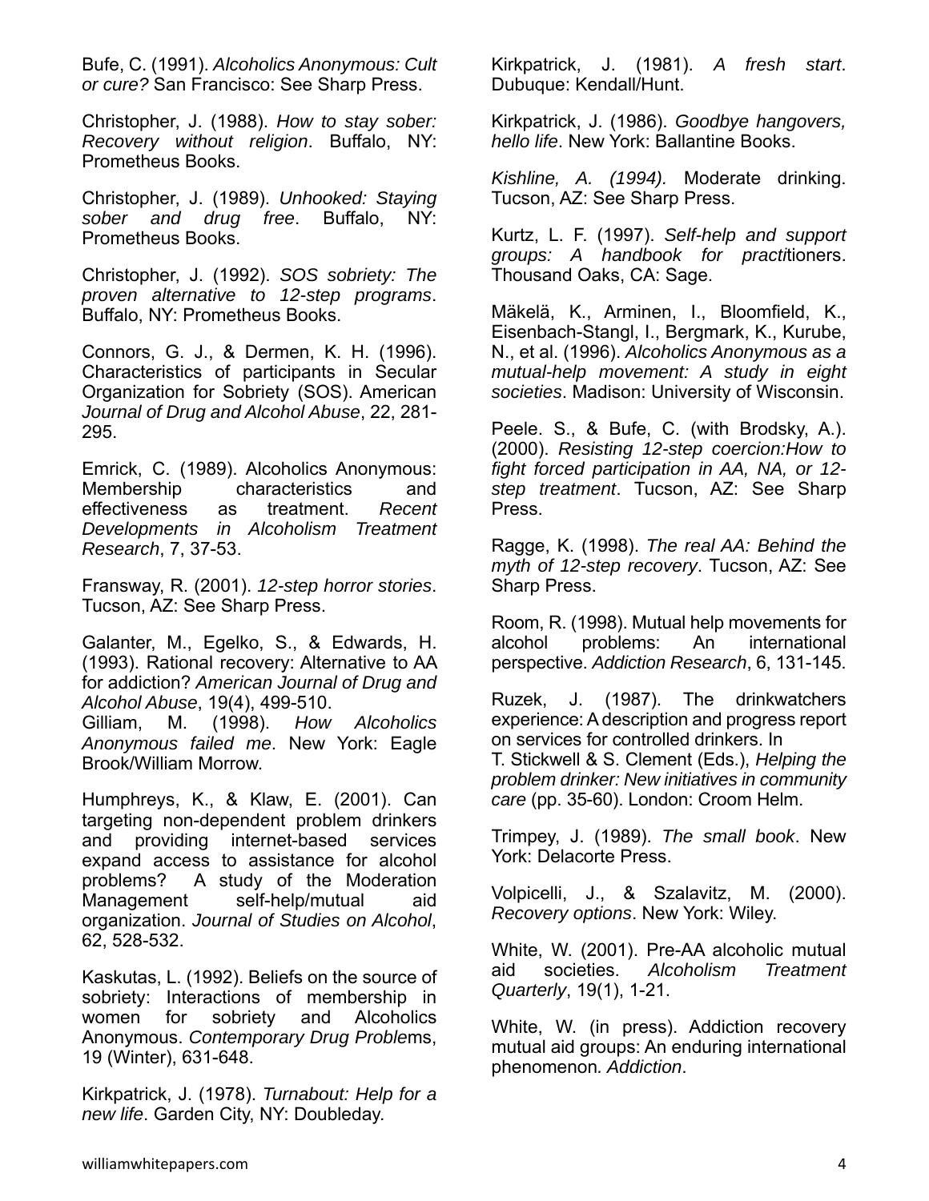Bufe, C. (1991). *Alcoholics Anonymous: Cult or cure?* San Francisco: See Sharp Press.

Christopher, J. (1988). *How to stay sober: Recovery without religion*. Buffalo, NY: Prometheus Books.

Christopher, J. (1989). *Unhooked: Staying sober and drug free*. Buffalo, NY: Prometheus Books.

Christopher, J. (1992). *SOS sobriety: The proven alternative to 12-step programs*. Buffalo, NY: Prometheus Books.

Connors, G. J., & Dermen, K. H. (1996). Characteristics of participants in Secular Organization for Sobriety (SOS). American *Journal of Drug and Alcohol Abuse*, 22, 281-295.

Emrick, C. (1989). Alcoholics Anonymous: Membership characteristics and effectiveness as treatment. *Recent Developments in Alcoholism Treatment Research*, 7, 37-53.

Fransway, R. (2001). *12-step horror stories*. Tucson, AZ: See Sharp Press.

Galanter, M., Egelko, S., & Edwards, H. (1993). Rational recovery: Alternative to AA for addiction? *American Journal of Drug and Alcohol Abuse*, 19(4), 499-510.

Gilliam, M. (1998). *How Alcoholics Anonymous failed me*. New York: Eagle Brook/William Morrow.

Humphreys, K., & Klaw, E. (2001). Can targeting non-dependent problem drinkers and providing internet-based services expand access to assistance for alcohol problems? A study of the Moderation Management self-help/mutual aid organization. *Journal of Studies on Alcohol*, 62, 528-532.

Kaskutas, L. (1992). Beliefs on the source of sobriety: Interactions of membership in women for sobriety and Alcoholics Anonymous. *Contemporary Drug Proble*ms, 19 (Winter), 631-648.

Kirkpatrick, J. (1978). *Turnabout: Help for a new life*. Garden City, NY: Doubleday.

Kirkpatrick, J. (1981). *A fresh start*. Dubuque: Kendall/Hunt.

Kirkpatrick, J. (1986). *Goodbye hangovers, hello life*. New York: Ballantine Books.

*Kishline, A. (1994).* Moderate drinking. Tucson, AZ: See Sharp Press.

Kurtz, L. F. (1997). *Self-help and support groups: A handbook for practi*tioners. Thousand Oaks, CA: Sage.

Mäkelä, K., Arminen, I., Bloomfield, K., Eisenbach-Stangl, I., Bergmark, K., Kurube, N., et al. (1996). *Alcoholics Anonymous as a mutual-help movement: A study in eight societies*. Madison: University of Wisconsin.

Peele. S., & Bufe, C. (with Brodsky, A.). (2000). *Resisting 12-step coercion:How to fight forced participation in AA, NA, or 12-step treatment*. Tucson, AZ: See Sharp Press.

Ragge, K. (1998). *The real AA: Behind the myth of 12-step recovery*. Tucson, AZ: See Sharp Press.

Room, R. (1998). Mutual help movements for alcohol problems: An international perspective. *Addiction Research*, 6, 131-145.

Ruzek, J. (1987). The drinkwatchers experience: A description and progress report on services for controlled drinkers. In T. Stickwell & S. Clement (Eds.), *Helping the problem drinker: New initiatives in community care* (pp. 35-60). London: Croom Helm.

Trimpey, J. (1989). *The small book*. New York: Delacorte Press.

Volpicelli, J., & Szalavitz, M. (2000). *Recovery options*. New York: Wiley.

White, W. (2001). Pre-AA alcoholic mutual aid societies. *Alcoholism Treatment Quarterly*, 19(1), 1-21.

White, W. (in press). Addiction recovery mutual aid groups: An enduring international phenomenon*. Addiction*.